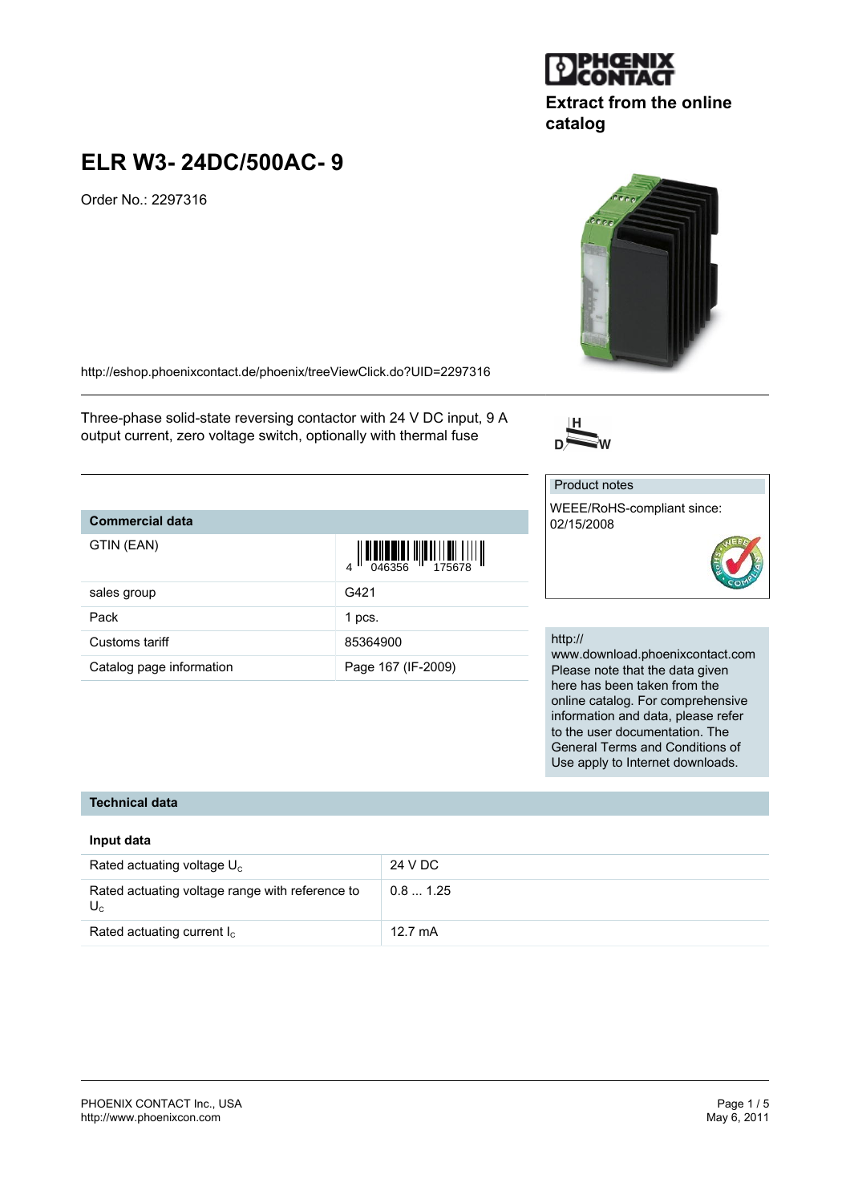Extract from the online catalog

# ELR W3- 24DC/500AC- 9

Order No.: 2297316

http://eshop.phoenixcontact.de/phoenix/treeViewClick.do?UID=2297316

Three-phase solid-state reversing contactor with 24 V DC input, 9 A output current, zero voltage switch, optionally with thermal fuse

| Commercial data | |
|---|---|
| GTIN (EAN) | 4 046356 175678 |
| sales group | G421 |
| Pack | 1 pcs. |
| Customs tariff | 85364900 |
| Catalog page information | Page 167 (IF-2009) |

Product notes

WEEE/RoHS-compliant since: 02/15/2008

http://www.download.phoenixcontact.com
Please note that the data given here has been taken from the online catalog. For comprehensive information and data, please refer to the user documentation. The General Terms and Conditions of Use apply to Internet downloads.

## Technical data

### Input data

| | |
|---|---|
| Rated actuating voltage $U_C$ | 24 V DC |
| Rated actuating voltage range with reference to $U_C$ | 0.8 ... 1.25 |
| Rated actuating current $I_C$ | 12.7 mA |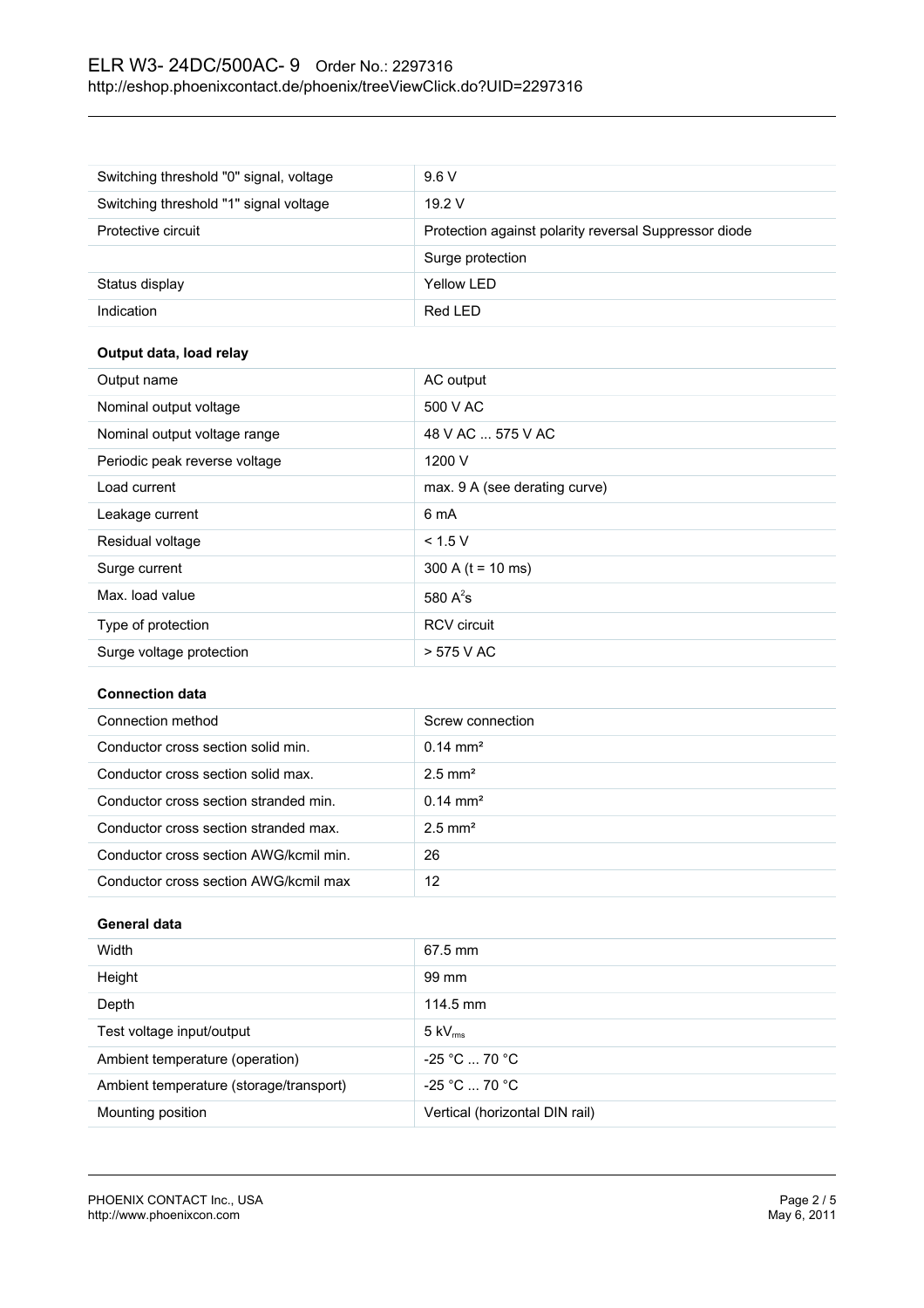| | |
|---|---|
| Switching threshold "0" signal, voltage | 9.6 V |
| Switching threshold "1" signal voltage | 19.2 V |
| Protective circuit | Protection against polarity reversal Suppressor diode |
| | Surge protection |
| Status display | Yellow LED |
| Indication | Red LED |

**Output data, load relay**

| | |
|---|---|
| Output name | AC output |
| Nominal output voltage | 500 V AC |
| Nominal output voltage range | 48 V AC ... 575 V AC |
| Periodic peak reverse voltage | 1200 V |
| Load current | max. 9 A (see derating curve) |
| Leakage current | 6 mA |
| Residual voltage | < 1.5 V |
| Surge current | 300 A (t = 10 ms) |
| Max. load value | 580 $A^2s$ |
| Type of protection | RCV circuit |
| Surge voltage protection | > 575 V AC |

**Connection data**

| | |
|---|---|
| Connection method | Screw connection |
| Conductor cross section solid min. | 0.14 mm² |
| Conductor cross section solid max. | 2.5 mm² |
| Conductor cross section stranded min. | 0.14 mm² |
| Conductor cross section stranded max. | 2.5 mm² |
| Conductor cross section AWG/kcmil min. | 26 |
| Conductor cross section AWG/kcmil max | 12 |

**General data**

| | |
|---|---|
| Width | 67.5 mm |
| Height | 99 mm |
| Depth | 114.5 mm |
| Test voltage input/output | 5 $kV_{rms}$ |
| Ambient temperature (operation) | -25 °C ... 70 °C |
| Ambient temperature (storage/transport) | -25 °C ... 70 °C |
| Mounting position | Vertical (horizontal DIN rail) |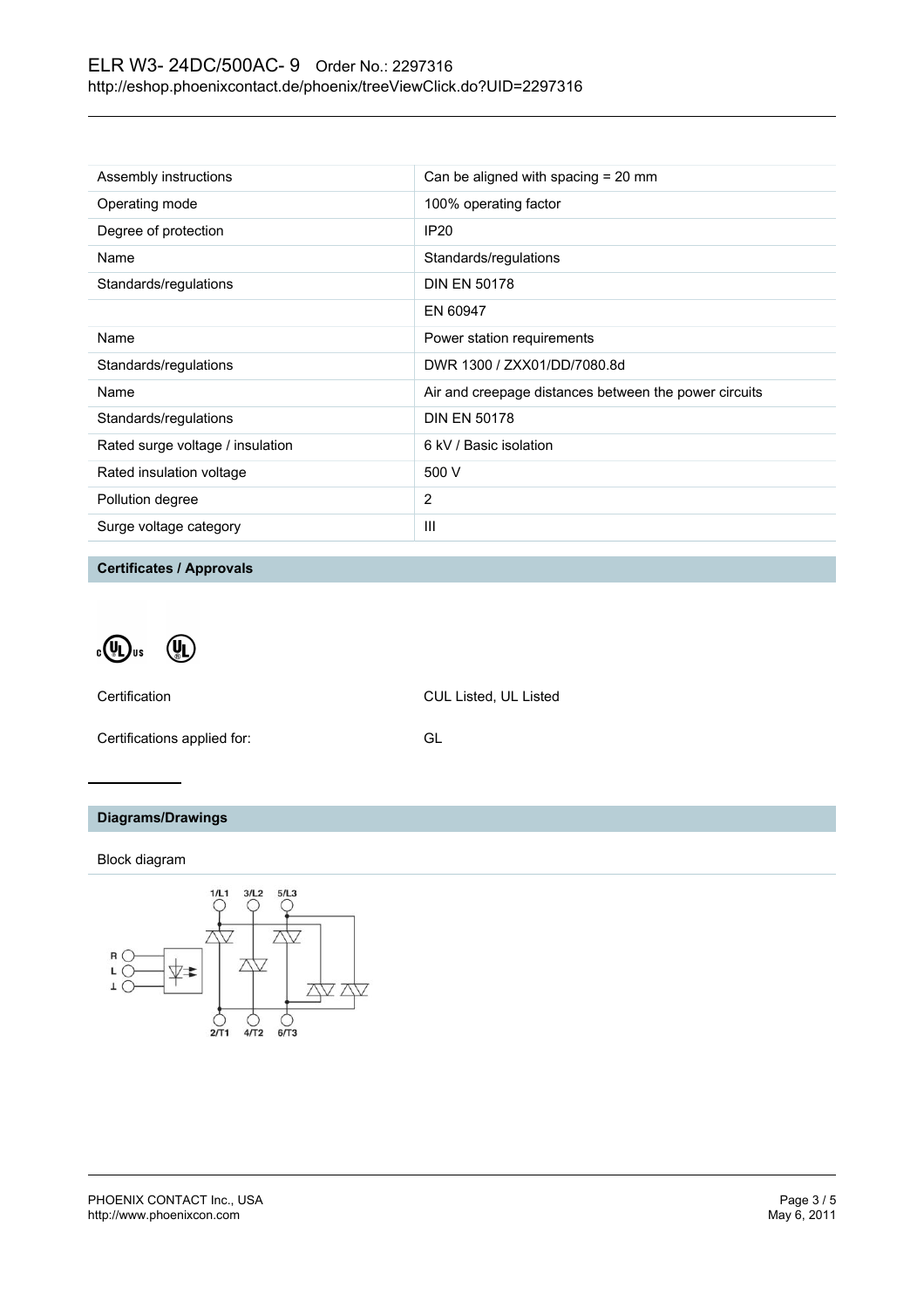| | |
|---|---|
| Assembly instructions | Can be aligned with spacing = 20 mm |
| Operating mode | 100% operating factor |
| Degree of protection | IP20 |
| Name | Standards/regulations |
| Standards/regulations | DIN EN 50178 |
| | EN 60947 |
| Name | Power station requirements |
| Standards/regulations | DWR 1300 / ZXX01/DD/7080.8d |
| Name | Air and creepage distances between the power circuits |
| Standards/regulations | DIN EN 50178 |
| Rated surge voltage / insulation | 6 kV / Basic isolation |
| Rated insulation voltage | 500 V |
| Pollution degree | 2 |
| Surge voltage category | III |

## Certificates / Approvals

Certification CUL Listed, UL Listed

Certifications applied for: GL

## Diagrams/Drawings

Block diagram

1/L1 3/L2 5/L3

R L ⊥

2/T1 4/T2 6/T3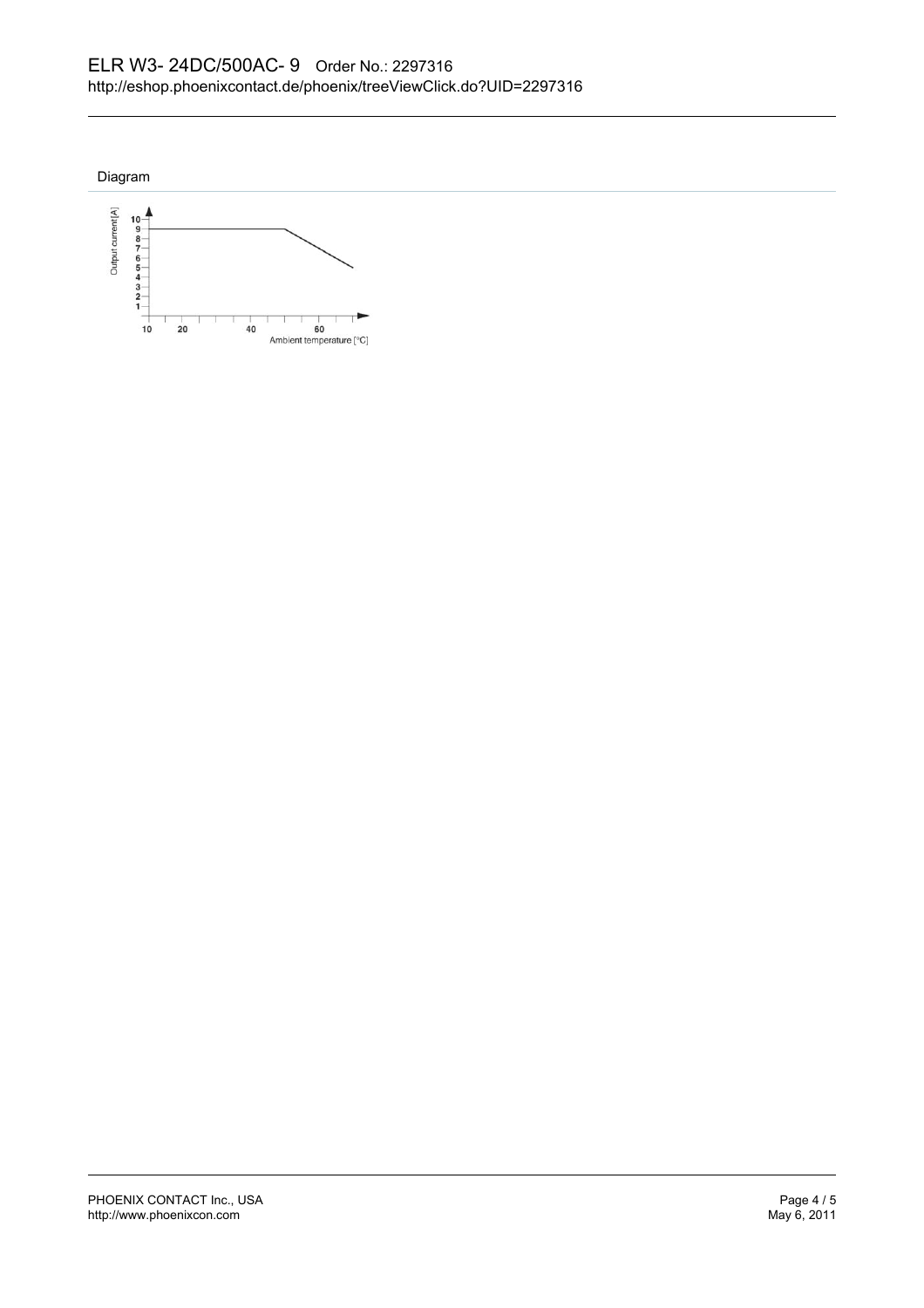## Diagram

Output current [A]

Ambient temperature [°C]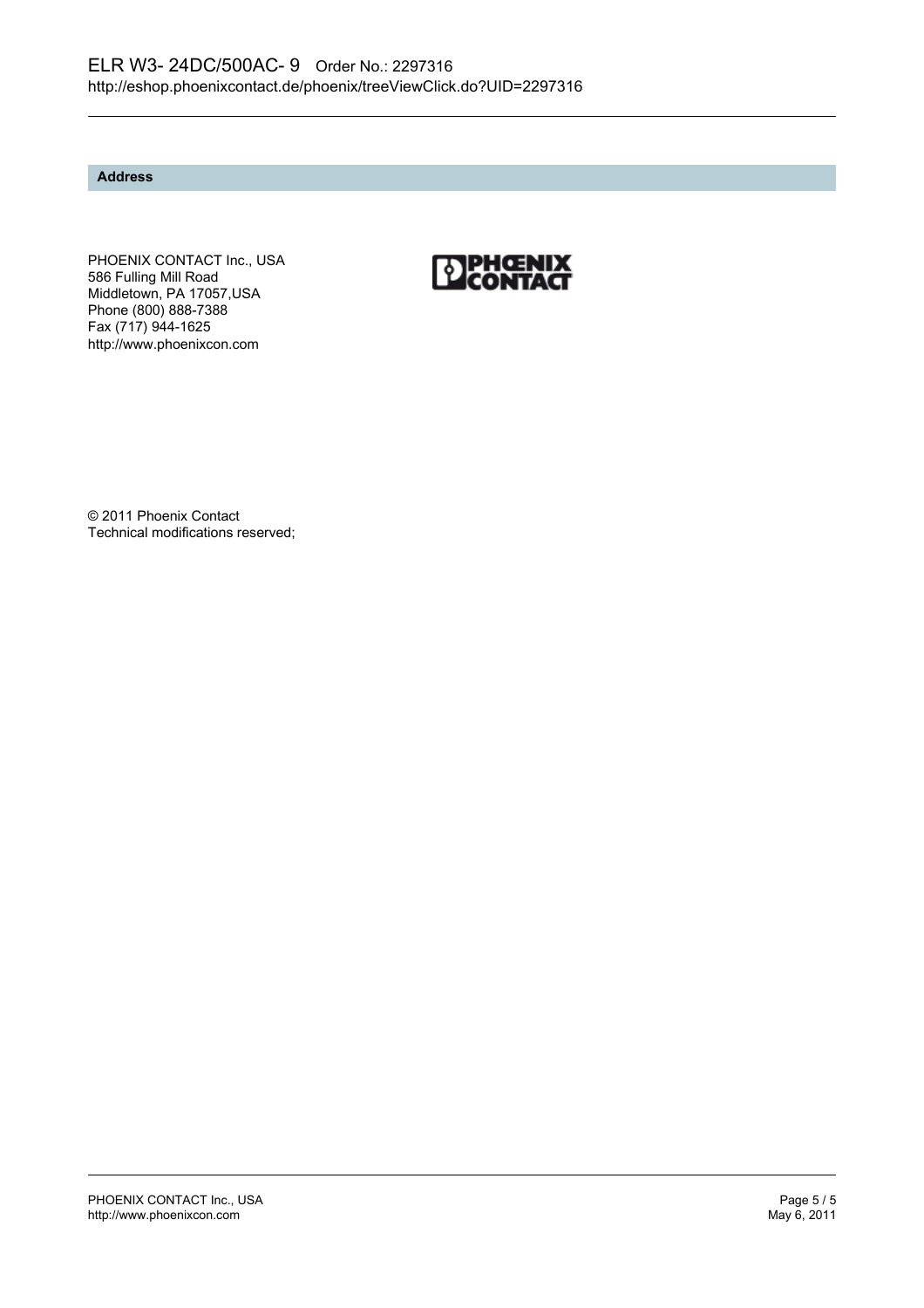## Address

PHOENIX CONTACT Inc., USA
586 Fulling Mill Road
Middletown, PA 17057,USA
Phone (800) 888-7388
Fax (717) 944-1625
http://www.phoenixcon.com

© 2011 Phoenix Contact
Technical modifications reserved;